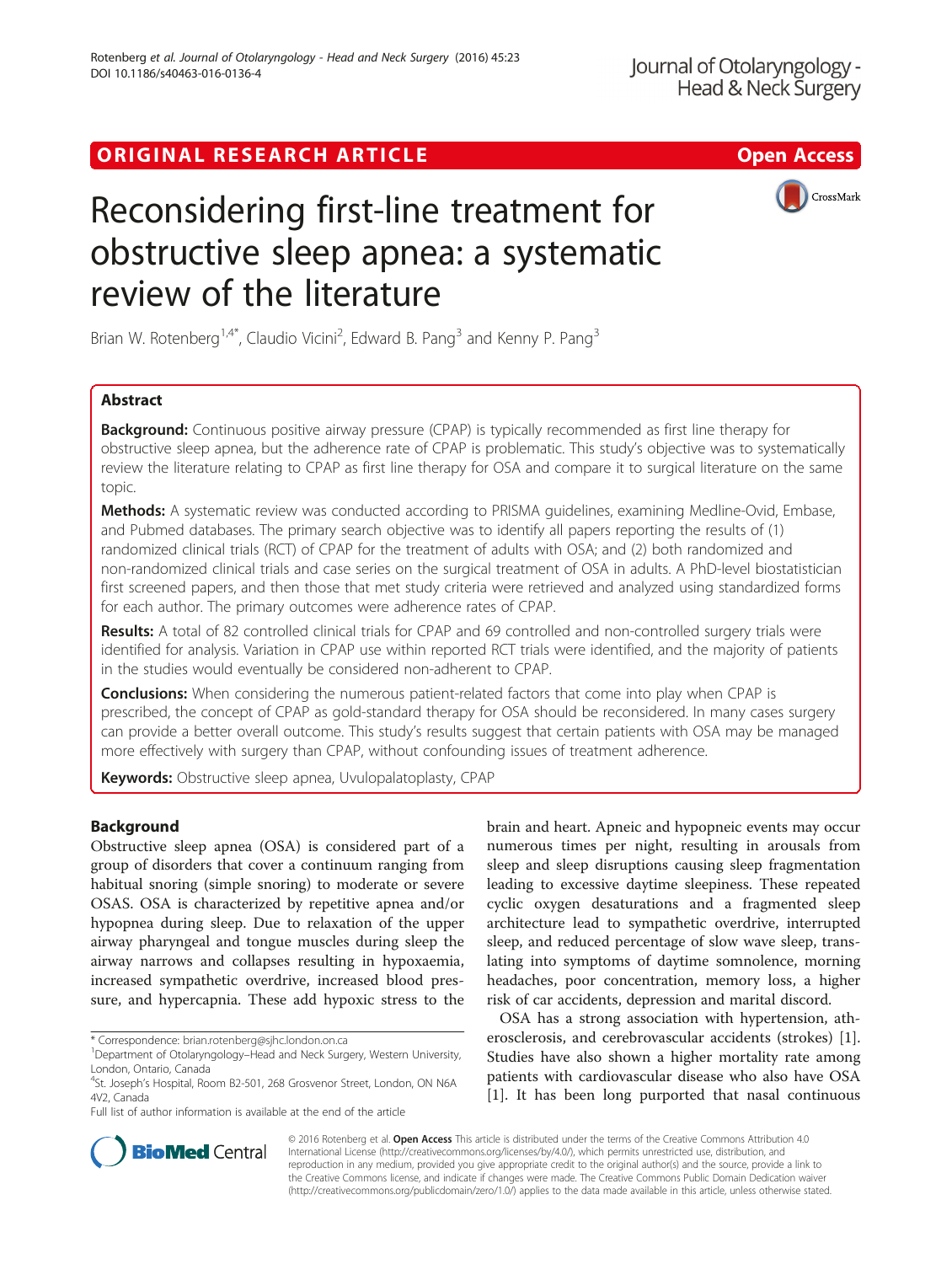ORIGINAL RESEARCH ARTICLE

Open Access

# Reconsidering first-line treatment for obstructive sleep apnea: a systematic review of the literature

Brian W. Rotenberg[1,4*], Claudio Vicini[2], Edward B. Pang[3] and Kenny P. Pang[3]

## Abstract

**Background:** Continuous positive airway pressure (CPAP) is typically recommended as first line therapy for obstructive sleep apnea, but the adherence rate of CPAP is problematic. This study's objective was to systematically review the literature relating to CPAP as first line therapy for OSA and compare it to surgical literature on the same topic.

**Methods:** A systematic review was conducted according to PRISMA guidelines, examining Medline-Ovid, Embase, and Pubmed databases. The primary search objective was to identify all papers reporting the results of (1) randomized clinical trials (RCT) of CPAP for the treatment of adults with OSA; and (2) both randomized and non-randomized clinical trials and case series on the surgical treatment of OSA in adults. A PhD-level biostatistician first screened papers, and then those that met study criteria were retrieved and analyzed using standardized forms for each author. The primary outcomes were adherence rates of CPAP.

**Results:** A total of 82 controlled clinical trials for CPAP and 69 controlled and non-controlled surgery trials were identified for analysis. Variation in CPAP use within reported RCT trials were identified, and the majority of patients in the studies would eventually be considered non-adherent to CPAP.

**Conclusions:** When considering the numerous patient-related factors that come into play when CPAP is prescribed, the concept of CPAP as gold-standard therapy for OSA should be reconsidered. In many cases surgery can provide a better overall outcome. This study's results suggest that certain patients with OSA may be managed more effectively with surgery than CPAP, without confounding issues of treatment adherence.

**Keywords:** Obstructive sleep apnea, Uvulopalatoplasty, CPAP

## Background

Obstructive sleep apnea (OSA) is considered part of a group of disorders that cover a continuum ranging from habitual snoring (simple snoring) to moderate or severe OSAS. OSA is characterized by repetitive apnea and/or hypopnea during sleep. Due to relaxation of the upper airway pharyngeal and tongue muscles during sleep the airway narrows and collapses resulting in hypoxaemia, increased sympathetic overdrive, increased blood pressure, and hypercapnia. These add hypoxic stress to the brain and heart. Apneic and hypopneic events may occur numerous times per night, resulting in arousals from sleep and sleep disruptions causing sleep fragmentation leading to excessive daytime sleepiness. These repeated cyclic oxygen desaturations and a fragmented sleep architecture lead to sympathetic overdrive, interrupted sleep, and reduced percentage of slow wave sleep, translating into symptoms of daytime somnolence, morning headaches, poor concentration, memory loss, a higher risk of car accidents, depression and marital discord.

OSA has a strong association with hypertension, atherosclerosis, and cerebrovascular accidents (strokes) [1]. Studies have also shown a higher mortality rate among patients with cardiovascular disease who also have OSA [1]. It has been long purported that nasal continuous

\* Correspondence: brian.rotenberg@sjhc.london.on.ca
[1]Department of Otolaryngology–Head and Neck Surgery, Western University, London, Ontario, Canada
[4]St. Joseph's Hospital, Room B2-501, 268 Grosvenor Street, London, ON N6A 4V2, Canada
Full list of author information is available at the end of the article

© 2016 Rotenberg et al. **Open Access** This article is distributed under the terms of the Creative Commons Attribution 4.0 International License (http://creativecommons.org/licenses/by/4.0/), which permits unrestricted use, distribution, and reproduction in any medium, provided you give appropriate credit to the original author(s) and the source, provide a link to the Creative Commons license, and indicate if changes were made. The Creative Commons Public Domain Dedication waiver (http://creativecommons.org/publicdomain/zero/1.0/) applies to the data made available in this article, unless otherwise stated.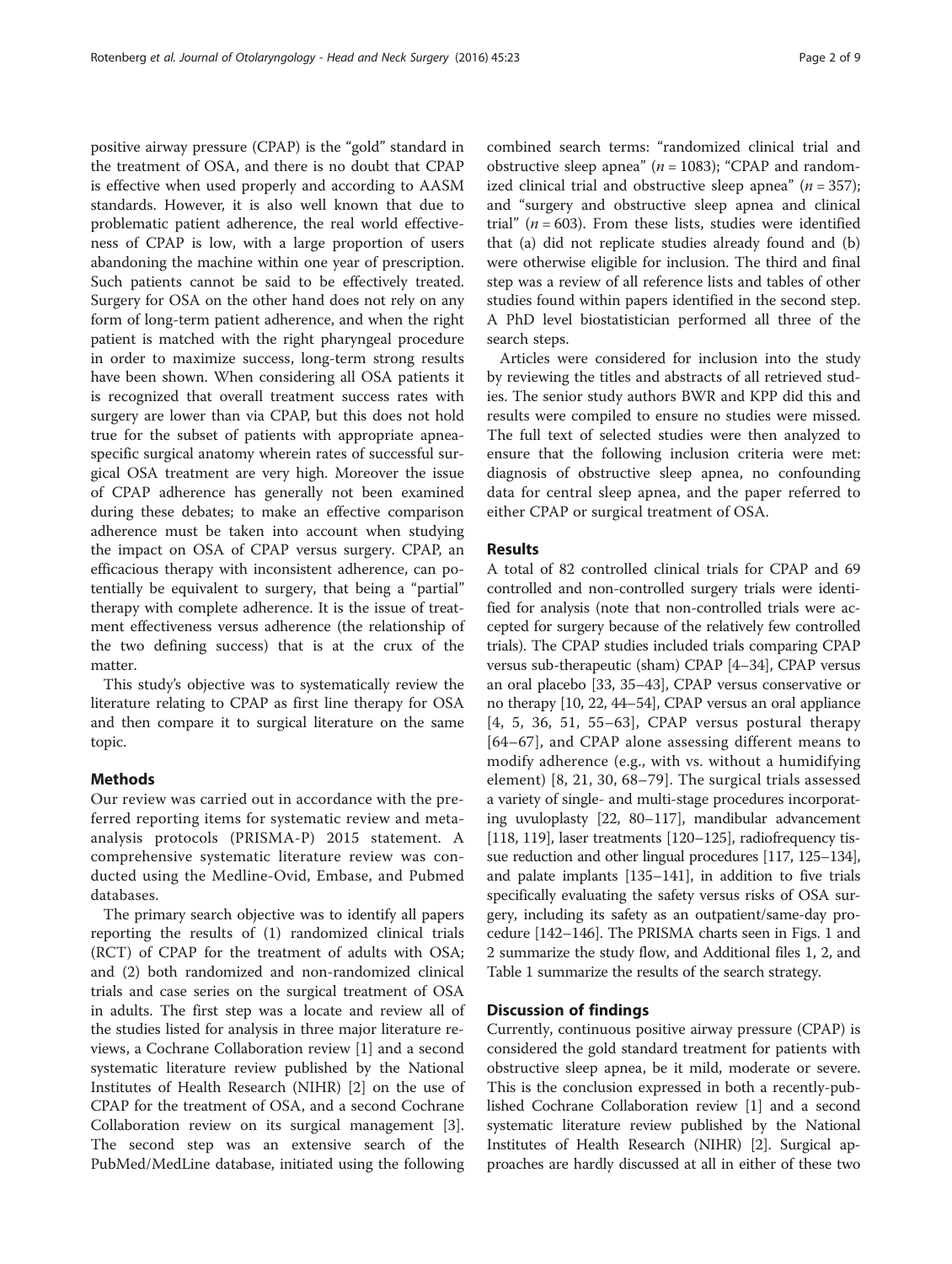positive airway pressure (CPAP) is the "gold" standard in the treatment of OSA, and there is no doubt that CPAP is effective when used properly and according to AASM standards. However, it is also well known that due to problematic patient adherence, the real world effectiveness of CPAP is low, with a large proportion of users abandoning the machine within one year of prescription. Such patients cannot be said to be effectively treated. Surgery for OSA on the other hand does not rely on any form of long-term patient adherence, and when the right patient is matched with the right pharyngeal procedure in order to maximize success, long-term strong results have been shown. When considering all OSA patients it is recognized that overall treatment success rates with surgery are lower than via CPAP, but this does not hold true for the subset of patients with appropriate apnea-specific surgical anatomy wherein rates of successful surgical OSA treatment are very high. Moreover the issue of CPAP adherence has generally not been examined during these debates; to make an effective comparison adherence must be taken into account when studying the impact on OSA of CPAP versus surgery. CPAP, an efficacious therapy with inconsistent adherence, can potentially be equivalent to surgery, that being a "partial" therapy with complete adherence. It is the issue of treatment effectiveness versus adherence (the relationship of the two defining success) that is at the crux of the matter.

This study's objective was to systematically review the literature relating to CPAP as first line therapy for OSA and then compare it to surgical literature on the same topic.

## Methods

Our review was carried out in accordance with the preferred reporting items for systematic review and meta-analysis protocols (PRISMA-P) 2015 statement. A comprehensive systematic literature review was conducted using the Medline-Ovid, Embase, and Pubmed databases.

The primary search objective was to identify all papers reporting the results of (1) randomized clinical trials (RCT) of CPAP for the treatment of adults with OSA; and (2) both randomized and non-randomized clinical trials and case series on the surgical treatment of OSA in adults. The first step was a locate and review all of the studies listed for analysis in three major literature reviews, a Cochrane Collaboration review [1] and a second systematic literature review published by the National Institutes of Health Research (NIHR) [2] on the use of CPAP for the treatment of OSA, and a second Cochrane Collaboration review on its surgical management [3]. The second step was an extensive search of the PubMed/MedLine database, initiated using the following combined search terms: "randomized clinical trial and obstructive sleep apnoea" ($n = 1083$); "CPAP and randomized clinical trial and obstructive sleep apnoea" ($n = 357$); and "surgery and obstructive sleep apnoea and clinical trial" ($n = 603$). From these lists, studies were identified that (a) did not replicate studies already found and (b) were otherwise eligible for inclusion. The third and final step was a review of all reference lists and tables of other studies found within papers identified in the second step. A PhD level biostatistician performed all three of the search steps.

Articles were considered for inclusion into the study by reviewing the titles and abstracts of all retrieved studies. The senior study authors BWR and KPP did this and results were compiled to ensure no studies were missed. The full text of selected studies were then analyzed to ensure that the following inclusion criteria were met: diagnosis of obstructive sleep apnea, no confounding data for central sleep apnea, and the paper referred to either CPAP or surgical treatment of OSA.

## Results

A total of 82 controlled clinical trials for CPAP and 69 controlled and non-controlled surgery trials were identified for analysis (note that non-controlled trials were accepted for surgery because of the relatively few controlled trials). The CPAP studies included trials comparing CPAP versus sub-therapeutic (sham) CPAP [4–34], CPAP versus an oral placebo [33, 35–43], CPAP versus conservative or no therapy [10, 22, 44–54], CPAP versus an oral appliance [4, 5, 36, 51, 55–63], CPAP versus postural therapy [64–67], and CPAP alone assessing different means to modify adherence (e.g., with vs. without a humidifying element) [8, 21, 30, 68–79]. The surgical trials assessed a variety of single- and multi-stage procedures incorporating uvuloplasty [22, 80–117], mandibular advancement [118, 119], laser treatments [120–125], radiofrequency tissue reduction and other lingual procedures [117, 125–134], and palate implants [135–141], in addition to five trials specifically evaluating the safety versus risks of OSA surgery, including its safety as an outpatient/same-day procedure [142–146]. The PRISMA charts seen in Figs. 1 and 2 summarize the study flow, and Additional files 1, 2, and Table 1 summarize the results of the search strategy.

## Discussion of findings

Currently, continuous positive airway pressure (CPAP) is considered the gold standard treatment for patients with obstructive sleep apnea, be it mild, moderate or severe. This is the conclusion expressed in both a recently-published Cochrane Collaboration review [1] and a second systematic literature review published by the National Institutes of Health Research (NIHR) [2]. Surgical approaches are hardly discussed at all in either of these two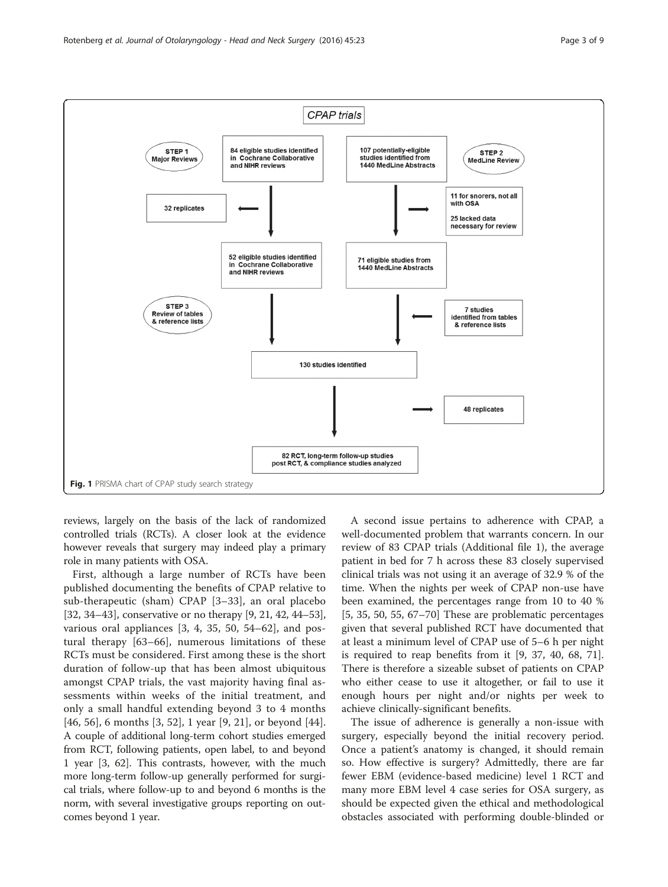**CPAP trials**

STEP 1 Major Reviews

84 eligible studies identified in Cochrane Collaborative and NIHR reviews

107 potentially-eligible studies identified from 1440 MedLine Abstracts

STEP 2 MedLine Review

32 replicates

11 for snorers, not all with OSA

25 lacked data necessary for review

52 eligible studies identified in Cochrane Collaborative and NIHR reviews

71 eligible studies from 1440 MedLine Abstracts

STEP 3 Review of tables & reference lists

7 studies identified from tables & reference lists

130 studies identified

48 replicates

82 RCT, long-term follow-up studies post RCT, & compliance studies analyzed

**Fig. 1** PRISMA chart of CPAP study search strategy

reviews, largely on the basis of the lack of randomized controlled trials (RCTs). A closer look at the evidence however reveals that surgery may indeed play a primary role in many patients with OSA.

First, although a large number of RCTs have been published documenting the benefits of CPAP relative to sub-therapeutic (sham) CPAP [3–33], an oral placebo [32, 34–43], conservative or no therapy [9, 21, 42, 44–53], various oral appliances [3, 4, 35, 50, 54–62], and postural therapy [63–66], numerous limitations of these RCTs must be considered. First among these is the short duration of follow-up that has been almost ubiquitous amongst CPAP trials, the vast majority having final assessments within weeks of the initial treatment, and only a small handful extending beyond 3 to 4 months [46, 56], 6 months [3, 52], 1 year [9, 21], or beyond [44]. A couple of additional long-term cohort studies emerged from RCT, following patients, open label, to and beyond 1 year [3, 62]. This contrasts, however, with the much more long-term follow-up generally performed for surgical trials, where follow-up to and beyond 6 months is the norm, with several investigative groups reporting on outcomes beyond 1 year.

A second issue pertains to adherence with CPAP, a well-documented problem that warrants concern. In our review of 83 CPAP trials (Additional file 1), the average patient in bed for 7 h across these 83 closely supervised clinical trials was not using it an average of 32.9 % of the time. When the nights per week of CPAP non-use have been examined, the percentages range from 10 to 40 % [5, 35, 50, 55, 67–70] These are problematic percentages given that several published RCT have documented that at least a minimum level of CPAP use of 5–6 h per night is required to reap benefits from it [9, 37, 40, 68, 71]. There is therefore a sizeable subset of patients on CPAP who either cease to use it altogether, or fail to use it enough hours per night and/or nights per week to achieve clinically-significant benefits.

The issue of adherence is generally a non-issue with surgery, especially beyond the initial recovery period. Once a patient's anatomy is changed, it should remain so. How effective is surgery? Admittedly, there are far fewer EBM (evidence-based medicine) level 1 RCT and many more EBM level 4 case series for OSA surgery, as should be expected given the ethical and methodological obstacles associated with performing double-blinded or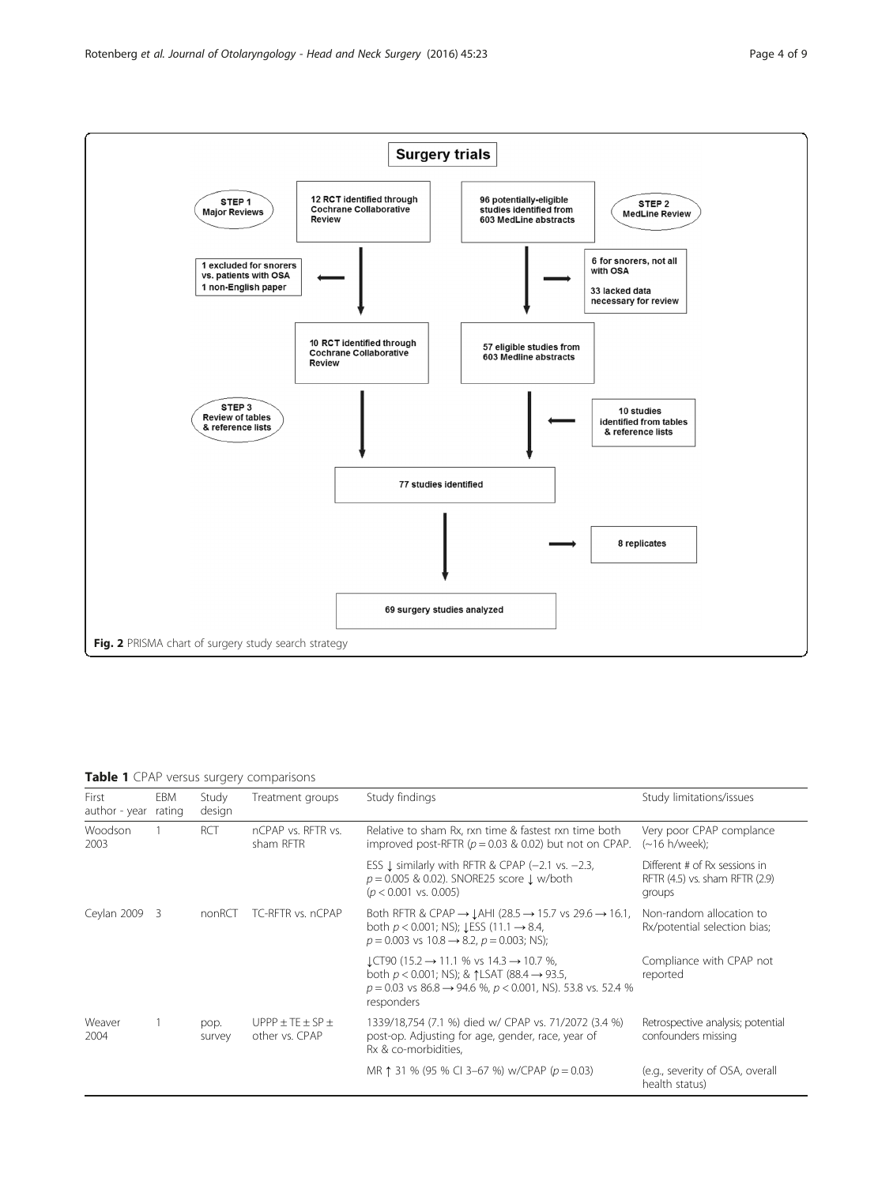**Fig. 2** PRISMA chart of surgery study search strategy

**Table 1** CPAP versus surgery comparisons

| First author - year | EBM rating | Study design | Treatment groups | Study findings | Study limitations/issues |
|---|---|---|---|---|---|
| Woodson 2003 | 1 | RCT | nCPAP vs. RFTR vs. sham RFTR | Relative to sham Rx, rxn time & fastest rxn time both improved post-RFTR ($p = 0.03$ & $0.02$) but not on CPAP. | Very poor CPAP complance (~16 h/week); |
| | | | | ESS ↓ similarly with RFTR & CPAP (−2.1 vs. −2.3, $p = 0.005$ & $0.02$). SNORE25 score ↓ w/both ($p < 0.001$ vs. $0.005$) | Different # of Rx sessions in RFTR (4.5) vs. sham RFTR (2.9) groups |
| Ceylan 2009 | 3 | nonRCT | TC-RFTR vs. nCPAP | Both RFTR & CPAP → ↓AHI (28.5 → 15.7 vs 29.6 → 16.1, both $p < 0.001$; NS); ↓ESS (11.1 → 8.4, $p = 0.003$ vs 10.8 → 8.2, $p = 0.003$; NS); | Non-random allocation to Rx/potential selection bias; |
| | | | | ↓CT90 (15.2 → 11.1 % vs 14.3 → 10.7 %, both $p < 0.001$; NS); & ↑LSAT (88.4 → 93.5, $p = 0.03$ vs 86.8 → 94.6 %, $p < 0.001$, NS). 53.8 vs. 52.4 % responders | Compliance with CPAP not reported |
| Weaver 2004 | 1 | pop. survey | UPPP ± TE ± SP ± other vs. CPAP | 1339/18,754 (7.1 %) died w/ CPAP vs. 71/2072 (3.4 %) post-op. Adjusting for age, gender, race, year of Rx & co-morbidities, | Retrospective analysis; potential confounders missing |
| | | | | MR ↑ 31 % (95 % CI 3–67 %) w/CPAP ($p = 0.03$) | (e.g., severity of OSA, overall health status) |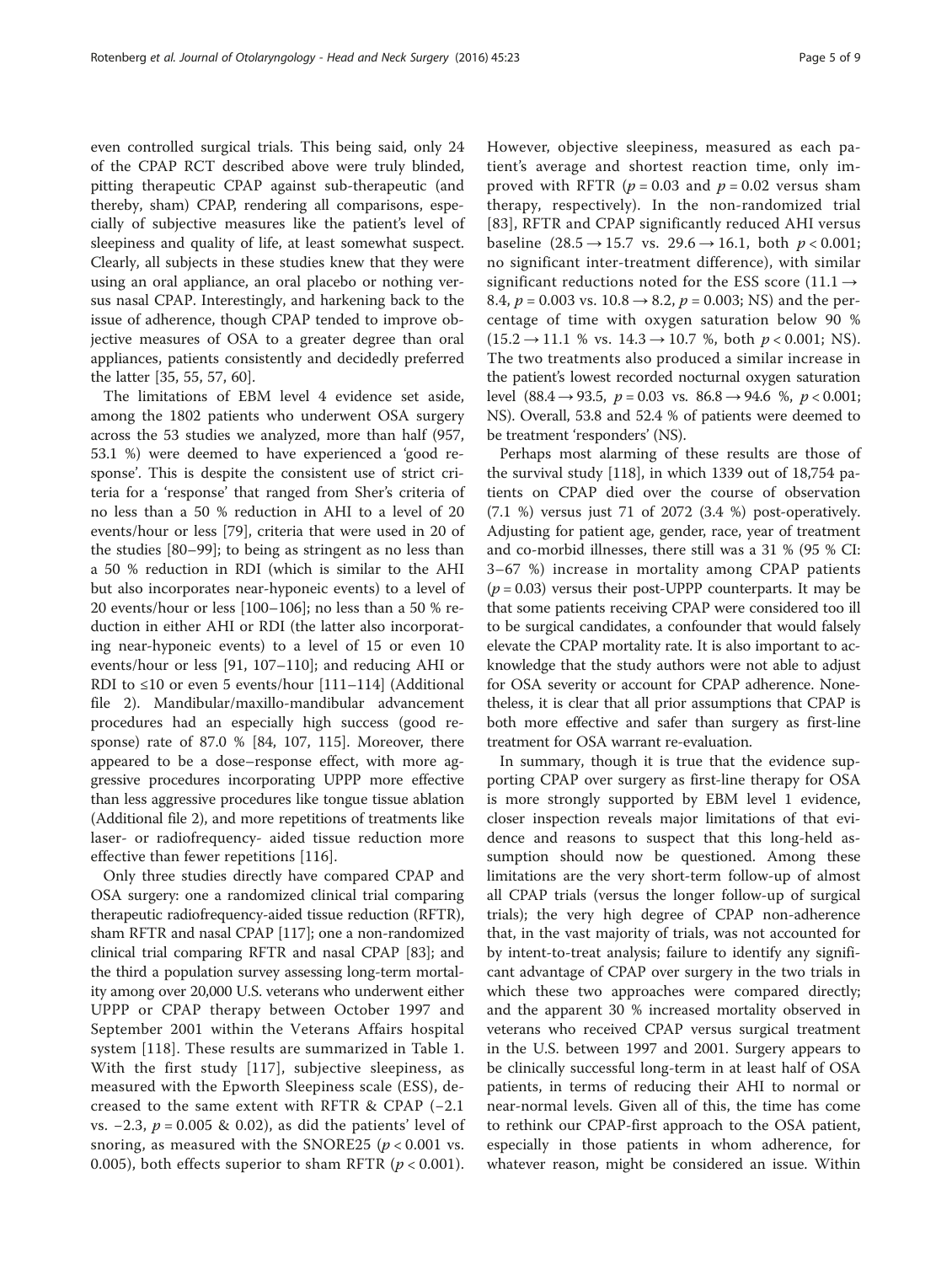even controlled surgical trials. This being said, only 24 of the CPAP RCT described above were truly blinded, pitting therapeutic CPAP against sub-therapeutic (and thereby, sham) CPAP, rendering all comparisons, especially of subjective measures like the patient's level of sleepiness and quality of life, at least somewhat suspect. Clearly, all subjects in these studies knew that they were using an oral appliance, an oral placebo or nothing versus nasal CPAP. Interestingly, and harkening back to the issue of adherence, though CPAP tended to improve objective measures of OSA to a greater degree than oral appliances, patients consistently and decidedly preferred the latter [35, 55, 57, 60].

The limitations of EBM level 4 evidence set aside, among the 1802 patients who underwent OSA surgery across the 53 studies we analyzed, more than half (957, 53.1 %) were deemed to have experienced a 'good response'. This is despite the consistent use of strict criteria for a 'response' that ranged from Sher's criteria of no less than a 50 % reduction in AHI to a level of 20 events/hour or less [79], criteria that were used in 20 of the studies [80–99]; to being as stringent as no less than a 50 % reduction in RDI (which is similar to the AHI but also incorporates near-hyponeic events) to a level of 20 events/hour or less [100–106]; no less than a 50 % reduction in either AHI or RDI (the latter also incorporating near-hyponeic events) to a level of 15 or even 10 events/hour or less [91, 107–110]; and reducing AHI or RDI to ≤10 or even 5 events/hour [111–114] (Additional file 2). Mandibular/maxillo-mandibular advancement procedures had an especially high success (good response) rate of 87.0 % [84, 107, 115]. Moreover, there appeared to be a dose–response effect, with more aggressive procedures incorporating UPPP more effective than less aggressive procedures like tongue tissue ablation (Additional file 2), and more repetitions of treatments like laser- or radiofrequency- aided tissue reduction more effective than fewer repetitions [116].

Only three studies directly have compared CPAP and OSA surgery: one a randomized clinical trial comparing therapeutic radiofrequency-aided tissue reduction (RFTR), sham RFTR and nasal CPAP [117]; one a non-randomized clinical trial comparing RFTR and nasal CPAP [83]; and the third a population survey assessing long-term mortality among over 20,000 U.S. veterans who underwent either UPPP or CPAP therapy between October 1997 and September 2001 within the Veterans Affairs hospital system [118]. These results are summarized in Table 1. With the first study [117], subjective sleepiness, as measured with the Epworth Sleepiness scale (ESS), decreased to the same extent with RFTR & CPAP (−2.1 vs. −2.3, $p = 0.005$ & 0.02), as did the patients' level of snoring, as measured with the SNORE25 ($p < 0.001$ vs. 0.005), both effects superior to sham RFTR ($p < 0.001$). However, objective sleepiness, measured as each patient's average and shortest reaction time, only improved with RFTR ($p = 0.03$ and $p = 0.02$ versus sham therapy, respectively). In the non-randomized trial [83], RFTR and CPAP significantly reduced AHI versus baseline ($28.5 \rightarrow 15.7$ vs. $29.6 \rightarrow 16.1$, both $p < 0.001$; no significant inter-treatment difference), with similar significant reductions noted for the ESS score ($11.1 \rightarrow 8.4$, $p = 0.003$ vs. $10.8 \rightarrow 8.2$, $p = 0.003$; NS) and the percentage of time with oxygen saturation below 90 % ($15.2 \rightarrow 11.1$ % vs. $14.3 \rightarrow 10.7$ %, both $p < 0.001$; NS). The two treatments also produced a similar increase in the patient's lowest recorded nocturnal oxygen saturation level ($88.4 \rightarrow 93.5$, $p = 0.03$ vs. $86.8 \rightarrow 94.6$ %, $p < 0.001$; NS). Overall, 53.8 and 52.4 % of patients were deemed to be treatment 'responders' (NS).

Perhaps most alarming of these results are those of the survival study [118], in which 1339 out of 18,754 patients on CPAP died over the course of observation (7.1 %) versus just 71 of 2072 (3.4 %) post-operatively. Adjusting for patient age, gender, race, year of treatment and co-morbid illnesses, there still was a 31 % (95 % CI: 3–67 %) increase in mortality among CPAP patients ($p = 0.03$) versus their post-UPPP counterparts. It may be that some patients receiving CPAP were considered too ill to be surgical candidates, a confounder that would falsely elevate the CPAP mortality rate. It is also important to acknowledge that the study authors were not able to adjust for OSA severity or account for CPAP adherence. Nonetheless, it is clear that all prior assumptions that CPAP is both more effective and safer than surgery as first-line treatment for OSA warrant re-evaluation.

In summary, though it is true that the evidence supporting CPAP over surgery as first-line therapy for OSA is more strongly supported by EBM level 1 evidence, closer inspection reveals major limitations of that evidence and reasons to suspect that this long-held assumption should now be questioned. Among these limitations are the very short-term follow-up of almost all CPAP trials (versus the longer follow-up of surgical trials); the very high degree of CPAP non-adherence that, in the vast majority of trials, was not accounted for by intent-to-treat analysis; failure to identify any significant advantage of CPAP over surgery in the two trials in which these two approaches were compared directly; and the apparent 30 % increased mortality observed in veterans who received CPAP versus surgical treatment in the U.S. between 1997 and 2001. Surgery appears to be clinically successful long-term in at least half of OSA patients, in terms of reducing their AHI to normal or near-normal levels. Given all of this, the time has come to rethink our CPAP-first approach to the OSA patient, especially in those patients in whom adherence, for whatever reason, might be considered an issue. Within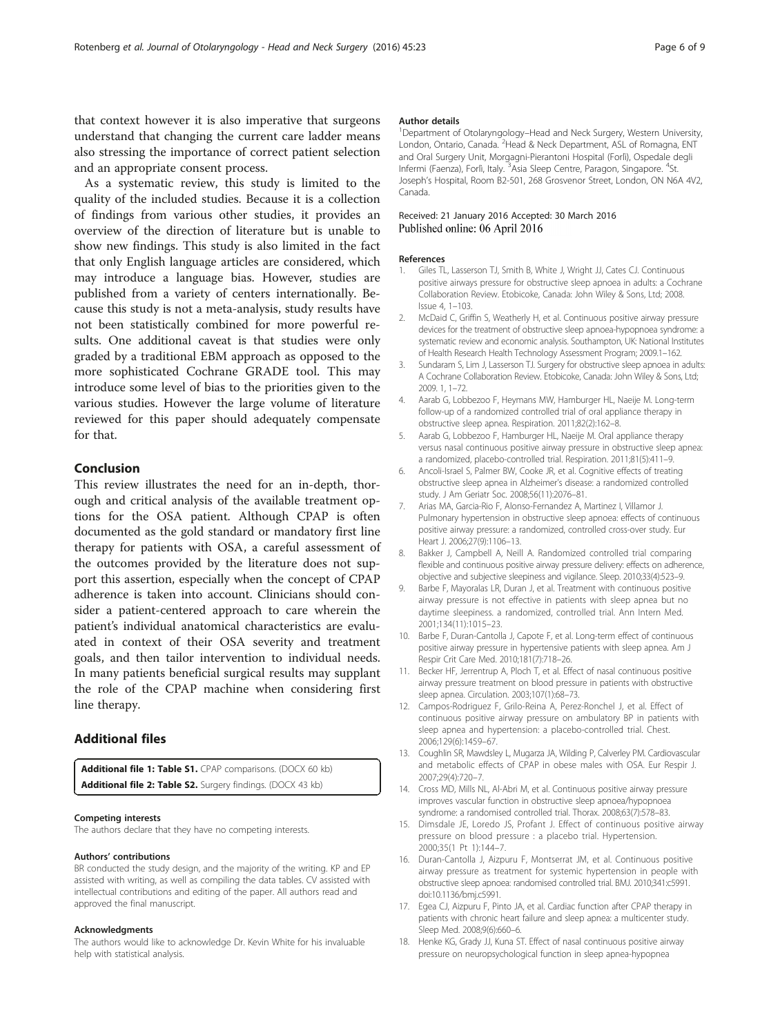that context however it is also imperative that surgeons understand that changing the current care ladder means also stressing the importance of correct patient selection and an appropriate consent process.

As a systematic review, this study is limited to the quality of the included studies. Because it is a collection of findings from various other studies, it provides an overview of the direction of literature but is unable to show new findings. This study is also limited in the fact that only English language articles are considered, which may introduce a language bias. However, studies are published from a variety of centers internationally. Because this study is not a meta-analysis, study results have not been statistically combined for more powerful results. One additional caveat is that studies were only graded by a traditional EBM approach as opposed to the more sophisticated Cochrane GRADE tool. This may introduce some level of bias to the priorities given to the various studies. However the large volume of literature reviewed for this paper should adequately compensate for that.

## Conclusion

This review illustrates the need for an in-depth, thorough and critical analysis of the available treatment options for the OSA patient. Although CPAP is often documented as the gold standard or mandatory first line therapy for patients with OSA, a careful assessment of the outcomes provided by the literature does not support this assertion, especially when the concept of CPAP adherence is taken into account. Clinicians should consider a patient-centered approach to care wherein the patient's individual anatomical characteristics are evaluated in context of their OSA severity and treatment goals, and then tailor intervention to individual needs. In many patients beneficial surgical results may supplant the role of the CPAP machine when considering first line therapy.

## Additional files

**Additional file 1: Table S1.** CPAP comparisons. (DOCX 60 kb)
**Additional file 2: Table S2.** Surgery findings. (DOCX 43 kb)

#### Competing interests

The authors declare that they have no competing interests.

#### Authors' contributions

BR conducted the study design, and the majority of the writing. KP and EP assisted with writing, as well as compiling the data tables. CV assisted with intellectual contributions and editing of the paper. All authors read and approved the final manuscript.

#### Acknowledgments

The authors would like to acknowledge Dr. Kevin White for his invaluable help with statistical analysis.

#### Author details

[1]Department of Otolaryngology–Head and Neck Surgery, Western University, London, Ontario, Canada. [2]Head & Neck Department, ASL of Romagna, ENT and Oral Surgery Unit, Morgagni-Pierantoni Hospital (Forlì), Ospedale degli Infermi (Faenza), Forlì, Italy. [3]Asia Sleep Centre, Paragon, Singapore. [4]St. Joseph's Hospital, Room B2-501, 268 Grosvenor Street, London, ON N6A 4V2, Canada.

Received: 21 January 2016 Accepted: 30 March 2016
Published online: 06 April 2016

#### References

1. Giles TL, Lasserson TJ, Smith B, White J, Wright JJ, Cates CJ. Continuous positive airways pressure for obstructive sleep apnoea in adults: a Cochrane Collaboration Review. Etobicoke, Canada: John Wiley & Sons, Ltd; 2008. Issue 4, 1–103.
2. McDaid C, Griffin S, Weatherly H, et al. Continuous positive airway pressure devices for the treatment of obstructive sleep apnoea-hypopnoea syndrome: a systematic review and economic analysis. Southampton, UK: National Institutes of Health Research Health Technology Assessment Program; 2009.1–162.
3. Sundaram S, Lim J, Lasserson TJ. Surgery for obstructive sleep apnoea in adults: A Cochrane Collaboration Review. Etobicoke, Canada: John Wiley & Sons, Ltd; 2009. 1, 1–72.
4. Aarab G, Lobbezoo F, Heymans MW, Hamburger HL, Naeije M. Long-term follow-up of a randomized controlled trial of oral appliance therapy in obstructive sleep apnea. Respiration. 2011;82(2):162–8.
5. Aarab G, Lobbezoo F, Hamburger HL, Naeije M. Oral appliance therapy versus nasal continuous positive airway pressure in obstructive sleep apnea: a randomized, placebo-controlled trial. Respiration. 2011;81(5):411–9.
6. Ancoli-Israel S, Palmer BW, Cooke JR, et al. Cognitive effects of treating obstructive sleep apnea in Alzheimer's disease: a randomized controlled study. J Am Geriatr Soc. 2008;56(11):2076–81.
7. Arias MA, Garcia-Rio F, Alonso-Fernandez A, Martinez I, Villamor J. Pulmonary hypertension in obstructive sleep apnoea: effects of continuous positive airway pressure: a randomized, controlled cross-over study. Eur Heart J. 2006;27(9):1106–13.
8. Bakker J, Campbell A, Neill A. Randomized controlled trial comparing flexible and continuous positive airway pressure delivery: effects on adherence, objective and subjective sleepiness and vigilance. Sleep. 2010;33(4):523–9.
9. Barbe F, Mayoralas LR, Duran J, et al. Treatment with continuous positive airway pressure is not effective in patients with sleep apnea but no daytime sleepiness. a randomized, controlled trial. Ann Intern Med. 2001;134(11):1015–23.
10. Barbe F, Duran-Cantolla J, Capote F, et al. Long-term effect of continuous positive airway pressure in hypertensive patients with sleep apnea. Am J Respir Crit Care Med. 2010;181(7):718–26.
11. Becker HF, Jerrentrup A, Ploch T, et al. Effect of nasal continuous positive airway pressure treatment on blood pressure in patients with obstructive sleep apnea. Circulation. 2003;107(1):68–73.
12. Campos-Rodriguez F, Grilo-Reina A, Perez-Ronchel J, et al. Effect of continuous positive airway pressure on ambulatory BP in patients with sleep apnea and hypertension: a placebo-controlled trial. Chest. 2006;129(6):1459–67.
13. Coughlin SR, Mawdsley L, Mugarza JA, Wilding P, Calverley PM. Cardiovascular and metabolic effects of CPAP in obese males with OSA. Eur Respir J. 2007;29(4):720–7.
14. Cross MD, Mills NL, Al-Abri M, et al. Continuous positive airway pressure improves vascular function in obstructive sleep apnoea/hypopnoea syndrome: a randomised controlled trial. Thorax. 2008;63(7):578–83.
15. Dimsdale JE, Loredo JS, Profant J. Effect of continuous positive airway pressure on blood pressure : a placebo trial. Hypertension. 2000;35(1 Pt 1):144–7.
16. Duran-Cantolla J, Aizpuru F, Montserrat JM, et al. Continuous positive airway pressure as treatment for systemic hypertension in people with obstructive sleep apnoea: randomised controlled trial. BMJ. 2010;341:c5991. doi:10.1136/bmj.c5991.
17. Egea CJ, Aizpuru F, Pinto JA, et al. Cardiac function after CPAP therapy in patients with chronic heart failure and sleep apnea: a multicenter study. Sleep Med. 2008;9(6):660–6.
18. Henke KG, Grady JJ, Kuna ST. Effect of nasal continuous positive airway pressure on neuropsychological function in sleep apnea-hypopnea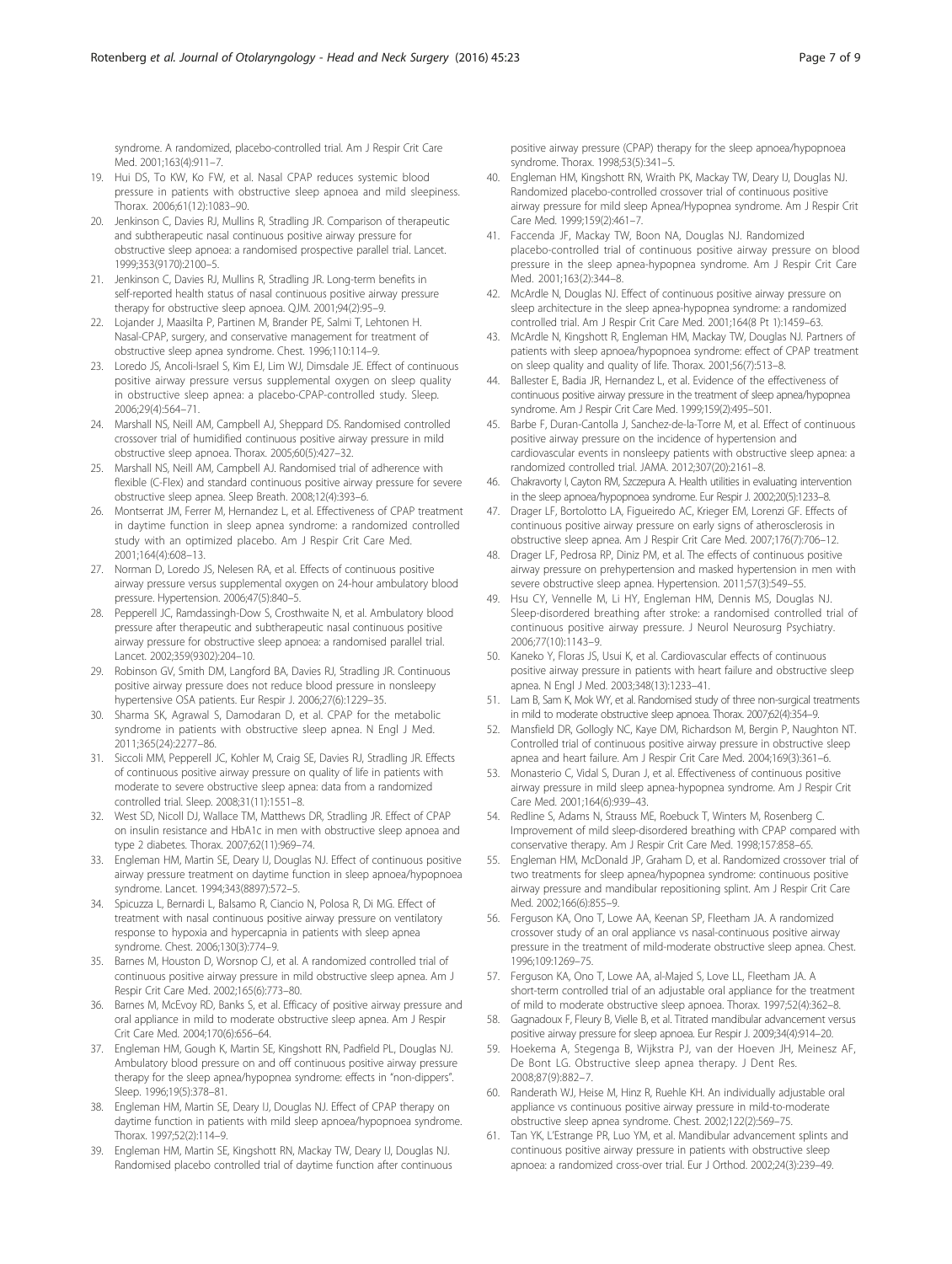syndrome. A randomized, placebo-controlled trial. Am J Respir Crit Care Med. 2001;163(4):911–7.

19. Hui DS, To KW, Ko FW, et al. Nasal CPAP reduces systemic blood pressure in patients with obstructive sleep apnoea and mild sleepiness. Thorax. 2006;61(12):1083–90.
20. Jenkinson C, Davies RJ, Mullins R, Stradling JR. Comparison of therapeutic and subtherapeutic nasal continuous positive airway pressure for obstructive sleep apnoea: a randomised prospective parallel trial. Lancet. 1999;353(9170):2100–5.
21. Jenkinson C, Davies RJ, Mullins R, Stradling JR. Long-term benefits in self-reported health status of nasal continuous positive airway pressure therapy for obstructive sleep apnoea. QJM. 2001;94(2):95–9.
22. Lojander J, Maasilta P, Partinen M, Brander PE, Salmi T, Lehtonen H. Nasal-CPAP, surgery, and conservative management for treatment of obstructive sleep apnea syndrome. Chest. 1996;110:114–9.
23. Loredo JS, Ancoli-Israel S, Kim EJ, Lim WJ, Dimsdale JE. Effect of continuous positive airway pressure versus supplemental oxygen on sleep quality in obstructive sleep apnea: a placebo-CPAP-controlled study. Sleep. 2006;29(4):564–71.
24. Marshall NS, Neill AM, Campbell AJ, Sheppard DS. Randomised controlled crossover trial of humidified continuous positive airway pressure in mild obstructive sleep apnoea. Thorax. 2005;60(5):427–32.
25. Marshall NS, Neill AM, Campbell AJ. Randomised trial of adherence with flexible (C-Flex) and standard continuous positive airway pressure for severe obstructive sleep apnea. Sleep Breath. 2008;12(4):393–6.
26. Montserrat JM, Ferrer M, Hernandez L, et al. Effectiveness of CPAP treatment in daytime function in sleep apnea syndrome: a randomized controlled study with an optimized placebo. Am J Respir Crit Care Med. 2001;164(4):608–13.
27. Norman D, Loredo JS, Nelesen RA, et al. Effects of continuous positive airway pressure versus supplemental oxygen on 24-hour ambulatory blood pressure. Hypertension. 2006;47(5):840–5.
28. Pepperell JC, Ramdassingh-Dow S, Crosthwaite N, et al. Ambulatory blood pressure after therapeutic and subtherapeutic nasal continuous positive airway pressure for obstructive sleep apnoea: a randomised parallel trial. Lancet. 2002;359(9302):204–10.
29. Robinson GV, Smith DM, Langford BA, Davies RJ, Stradling JR. Continuous positive airway pressure does not reduce blood pressure in nonsleepy hypertensive OSA patients. Eur Respir J. 2006;27(6):1229–35.
30. Sharma SK, Agrawal S, Damodaran D, et al. CPAP for the metabolic syndrome in patients with obstructive sleep apnea. N Engl J Med. 2011;365(24):2277–86.
31. Siccoli MM, Pepperell JC, Kohler M, Craig SE, Davies RJ, Stradling JR. Effects of continuous positive airway pressure on quality of life in patients with moderate to severe obstructive sleep apnea: data from a randomized controlled trial. Sleep. 2008;31(11):1551–8.
32. West SD, Nicoll DJ, Wallace TM, Matthews DR, Stradling JR. Effect of CPAP on insulin resistance and HbA1c in men with obstructive sleep apnoea and type 2 diabetes. Thorax. 2007;62(11):969–74.
33. Engleman HM, Martin SE, Deary IJ, Douglas NJ. Effect of continuous positive airway pressure treatment on daytime function in sleep apnoea/hypopnoea syndrome. Lancet. 1994;343(8897):572–5.
34. Spicuzza L, Bernardi L, Balsamo R, Ciancio N, Polosa R, Di MG. Effect of treatment with nasal continuous positive airway pressure on ventilatory response to hypoxia and hypercapnia in patients with sleep apnea syndrome. Chest. 2006;130(3):774–9.
35. Barnes M, Houston D, Worsnop CJ, et al. A randomized controlled trial of continuous positive airway pressure in mild obstructive sleep apnea. Am J Respir Crit Care Med. 2002;165(6):773–80.
36. Barnes M, McEvoy RD, Banks S, et al. Efficacy of positive airway pressure and oral appliance in mild to moderate obstructive sleep apnea. Am J Respir Crit Care Med. 2004;170(6):656–64.
37. Engleman HM, Gough K, Martin SE, Kingshott RN, Padfield PL, Douglas NJ. Ambulatory blood pressure on and off continuous positive airway pressure therapy for the sleep apnea/hypopnea syndrome: effects in "non-dippers". Sleep. 1996;19(5):378–81.
38. Engleman HM, Martin SE, Deary IJ, Douglas NJ. Effect of CPAP therapy on daytime function in patients with mild sleep apnoea/hypopnoea syndrome. Thorax. 1997;52(2):114–9.
39. Engleman HM, Martin SE, Kingshott RN, Mackay TW, Deary IJ, Douglas NJ. Randomised placebo controlled trial of daytime function after continuous positive airway pressure (CPAP) therapy for the sleep apnoea/hypopnoea syndrome. Thorax. 1998;53(5):341–5.
40. Engleman HM, Kingshott RN, Wraith PK, Mackay TW, Deary IJ, Douglas NJ. Randomized placebo-controlled crossover trial of continuous positive airway pressure for mild sleep Apnea/Hypopnea syndrome. Am J Respir Crit Care Med. 1999;159(2):461–7.
41. Faccenda JF, Mackay TW, Boon NA, Douglas NJ. Randomized placebo-controlled trial of continuous positive airway pressure on blood pressure in the sleep apnea-hypopnea syndrome. Am J Respir Crit Care Med. 2001;163(2):344–8.
42. McArdle N, Douglas NJ. Effect of continuous positive airway pressure on sleep architecture in the sleep apnea-hypopnea syndrome: a randomized controlled trial. Am J Respir Crit Care Med. 2001;164(8 Pt 1):1459–63.
43. McArdle N, Kingshott R, Engleman HM, Mackay TW, Douglas NJ. Partners of patients with sleep apnoea/hypopnoea syndrome: effect of CPAP treatment on sleep quality and quality of life. Thorax. 2001;56(7):513–8.
44. Ballester E, Badia JR, Hernandez L, et al. Evidence of the effectiveness of continuous positive airway pressure in the treatment of sleep apnea/hypopnea syndrome. Am J Respir Crit Care Med. 1999;159(2):495–501.
45. Barbe F, Duran-Cantolla J, Sanchez-de-la-Torre M, et al. Effect of continuous positive airway pressure on the incidence of hypertension and cardiovascular events in nonsleepy patients with obstructive sleep apnea: a randomized controlled trial. JAMA. 2012;307(20):2161–8.
46. Chakravorty I, Cayton RM, Szczepura A. Health utilities in evaluating intervention in the sleep apnoea/hypopnoea syndrome. Eur Respir J. 2002;20(5):1233–8.
47. Drager LF, Bortolotto LA, Figueiredo AC, Krieger EM, Lorenzi GF. Effects of continuous positive airway pressure on early signs of atherosclerosis in obstructive sleep apnea. Am J Respir Crit Care Med. 2007;176(7):706–12.
48. Drager LF, Pedrosa RP, Diniz PM, et al. The effects of continuous positive airway pressure on prehypertension and masked hypertension in men with severe obstructive sleep apnea. Hypertension. 2011;57(3):549–55.
49. Hsu CY, Vennelle M, Li HY, Engleman HM, Dennis MS, Douglas NJ. Sleep-disordered breathing after stroke: a randomised controlled trial of continuous positive airway pressure. J Neurol Neurosurg Psychiatry. 2006;77(10):1143–9.
50. Kaneko Y, Floras JS, Usui K, et al. Cardiovascular effects of continuous positive airway pressure in patients with heart failure and obstructive sleep apnea. N Engl J Med. 2003;348(13):1233–41.
51. Lam B, Sam K, Mok WY, et al. Randomised study of three non-surgical treatments in mild to moderate obstructive sleep apnoea. Thorax. 2007;62(4):354–9.
52. Mansfield DR, Gollogly NC, Kaye DM, Richardson M, Bergin P, Naughton NT. Controlled trial of continuous positive airway pressure in obstructive sleep apnea and heart failure. Am J Respir Crit Care Med. 2004;169(3):361–6.
53. Monasterio C, Vidal S, Duran J, et al. Effectiveness of continuous positive airway pressure in mild sleep apnea-hypopnea syndrome. Am J Respir Crit Care Med. 2001;164(6):939–43.
54. Redline S, Adams N, Strauss ME, Roebuck T, Winters M, Rosenberg C. Improvement of mild sleep-disordered breathing with CPAP compared with conservative therapy. Am J Respir Crit Care Med. 1998;157:858–65.
55. Engleman HM, McDonald JP, Graham D, et al. Randomized crossover trial of two treatments for sleep apnea/hypopnea syndrome: continuous positive airway pressure and mandibular repositioning splint. Am J Respir Crit Care Med. 2002;166(6):855–9.
56. Ferguson KA, Ono T, Lowe AA, Keenan SP, Fleetham JA. A randomized crossover study of an oral appliance vs nasal-continuous positive airway pressure in the treatment of mild-moderate obstructive sleep apnea. Chest. 1996;109:1269–75.
57. Ferguson KA, Ono T, Lowe AA, al-Majed S, Love LL, Fleetham JA. A short-term controlled trial of an adjustable oral appliance for the treatment of mild to moderate obstructive sleep apnoea. Thorax. 1997;52(4):362–8.
58. Gagnadoux F, Fleury B, Vielle B, et al. Titrated mandibular advancement versus positive airway pressure for sleep apnoea. Eur Respir J. 2009;34(4):914–20.
59. Hoekema A, Stegenga B, Wijkstra PJ, van der Hoeven JH, Meinesz AF, De Bont LG. Obstructive sleep apnea therapy. J Dent Res. 2008;87(9):882–7.
60. Randerath WJ, Heise M, Hinz R, Ruehle KH. An individually adjustable oral appliance vs continuous positive airway pressure in mild-to-moderate obstructive sleep apnea syndrome. Chest. 2002;122(2):569–75.
61. Tan YK, L'Estrange PR, Luo YM, et al. Mandibular advancement splints and continuous positive airway pressure in patients with obstructive sleep apnoea: a randomized cross-over trial. Eur J Orthod. 2002;24(3):239–49.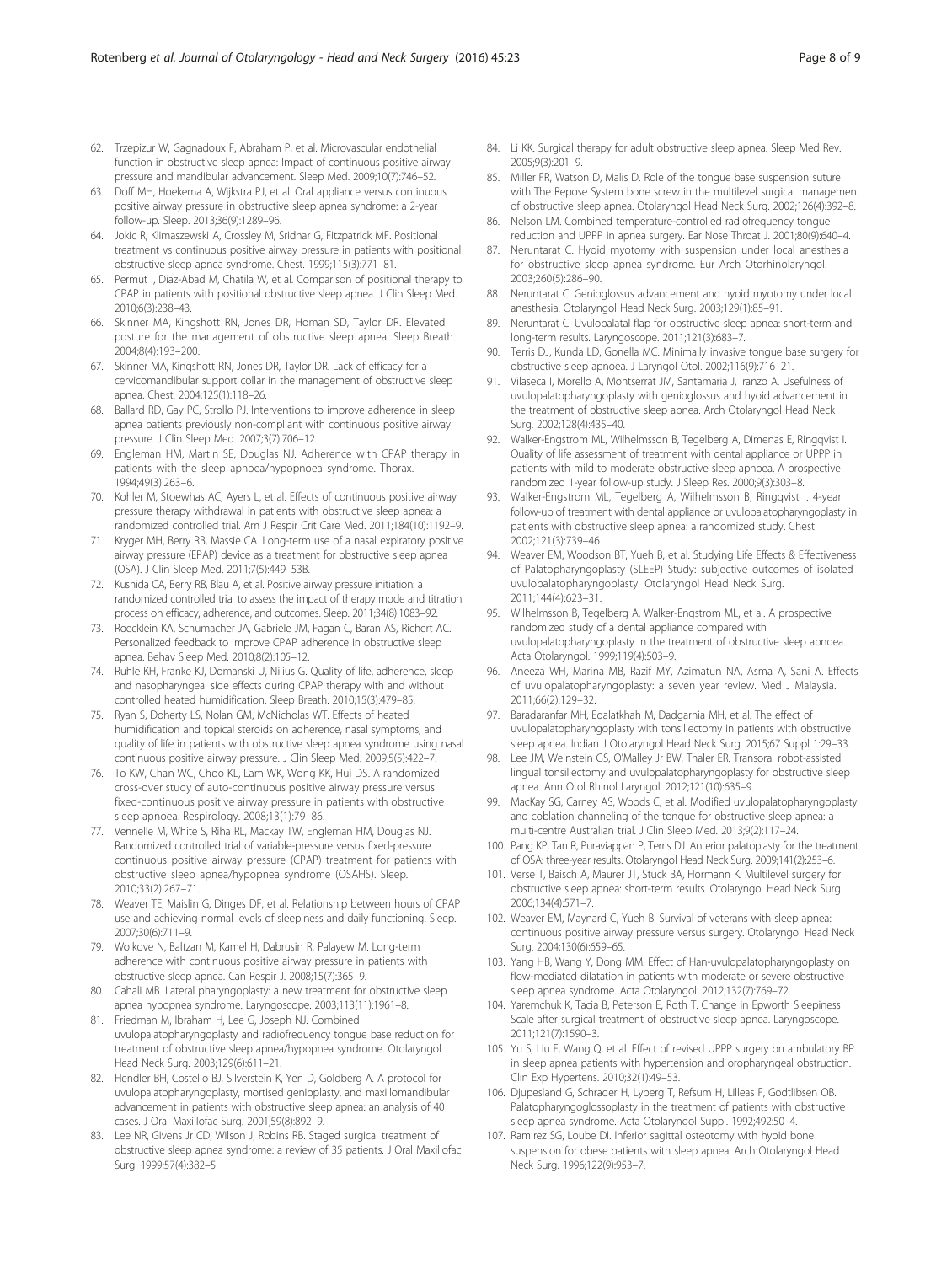62. Trzepizur W, Gagnadoux F, Abraham P, et al. Microvascular endothelial function in obstructive sleep apnea: Impact of continuous positive airway pressure and mandibular advancement. Sleep Med. 2009;10(7):746–52.
63. Doff MH, Hoekema A, Wijkstra PJ, et al. Oral appliance versus continuous positive airway pressure in obstructive sleep apnea syndrome: a 2-year follow-up. Sleep. 2013;36(9):1289–96.
64. Jokic R, Klimaszewski A, Crossley M, Sridhar G, Fitzpatrick MF. Positional treatment vs continuous positive airway pressure in patients with positional obstructive sleep apnea syndrome. Chest. 1999;115(3):771–81.
65. Permut I, Diaz-Abad M, Chatila W, et al. Comparison of positional therapy to CPAP in patients with positional obstructive sleep apnea. J Clin Sleep Med. 2010;6(3):238–43.
66. Skinner MA, Kingshott RN, Jones DR, Homan SD, Taylor DR. Elevated posture for the management of obstructive sleep apnea. Sleep Breath. 2004;8(4):193–200.
67. Skinner MA, Kingshott RN, Jones DR, Taylor DR. Lack of efficacy for a cervicomandibular support collar in the management of obstructive sleep apnea. Chest. 2004;125(1):118–26.
68. Ballard RD, Gay PC, Strollo PJ. Interventions to improve adherence in sleep apnea patients previously non-compliant with continuous positive airway pressure. J Clin Sleep Med. 2007;3(7):706–12.
69. Engleman HM, Martin SE, Douglas NJ. Adherence with CPAP therapy in patients with the sleep apnoea/hypopnoea syndrome. Thorax. 1994;49(3):263–6.
70. Kohler M, Stoewhas AC, Ayers L, et al. Effects of continuous positive airway pressure therapy withdrawal in patients with obstructive sleep apnea: a randomized controlled trial. Am J Respir Crit Care Med. 2011;184(10):1192–9.
71. Kryger MH, Berry RB, Massie CA. Long-term use of a nasal expiratory positive airway pressure (EPAP) device as a treatment for obstructive sleep apnea (OSA). J Clin Sleep Med. 2011;7(5):449–53B.
72. Kushida CA, Berry RB, Blau A, et al. Positive airway pressure initiation: a randomized controlled trial to assess the impact of therapy mode and titration process on efficacy, adherence, and outcomes. Sleep. 2011;34(8):1083–92.
73. Roecklein KA, Schumacher JA, Gabriele JM, Fagan C, Baran AS, Richert AC. Personalized feedback to improve CPAP adherence in obstructive sleep apnea. Behav Sleep Med. 2010;8(2):105–12.
74. Ruhle KH, Franke KJ, Domanski U, Nilius G. Quality of life, adherence, sleep and nasopharyngeal side effects during CPAP therapy with and without controlled heated humidification. Sleep Breath. 2010;15(3):479–85.
75. Ryan S, Doherty LS, Nolan GM, McNicholas WT. Effects of heated humidification and topical steroids on adherence, nasal symptoms, and quality of life in patients with obstructive sleep apnea syndrome using nasal continuous positive airway pressure. J Clin Sleep Med. 2009;5(5):422–7.
76. To KW, Chan WC, Choo KL, Lam WK, Wong KK, Hui DS. A randomized cross-over study of auto-continuous positive airway pressure versus fixed-continuous positive airway pressure in patients with obstructive sleep apnoea. Respirology. 2008;13(1):79–86.
77. Vennelle M, White S, Riha RL, Mackay TW, Engleman HM, Douglas NJ. Randomized controlled trial of variable-pressure versus fixed-pressure continuous positive airway pressure (CPAP) treatment for patients with obstructive sleep apnea/hypopnea syndrome (OSAHS). Sleep. 2010;33(2):267–71.
78. Weaver TE, Maislin G, Dinges DF, et al. Relationship between hours of CPAP use and achieving normal levels of sleepiness and daily functioning. Sleep. 2007;30(6):711–9.
79. Wolkove N, Baltzan M, Kamel H, Dabrusin R, Palayew M. Long-term adherence with continuous positive airway pressure in patients with obstructive sleep apnea. Can Respir J. 2008;15(7):365–9.
80. Cahali MB. Lateral pharyngoplasty: a new treatment for obstructive sleep apnea hypopnea syndrome. Laryngoscope. 2003;113(11):1961–8.
81. Friedman M, Ibraham H, Lee G, Joseph NJ. Combined uvulopalatopharyngoplasty and radiofrequency tongue base reduction for treatment of obstructive sleep apnea/hypopnea syndrome. Otolaryngol Head Neck Surg. 2003;129(6):611–21.
82. Hendler BH, Costello BJ, Silverstein K, Yen D, Goldberg A. A protocol for uvulopalatopharyngoplasty, mortised genioplasty, and maxillomandibular advancement in patients with obstructive sleep apnea: an analysis of 40 cases. J Oral Maxillofac Surg. 2001;59(8):892–9.
83. Lee NR, Givens Jr CD, Wilson J, Robins RB. Staged surgical treatment of obstructive sleep apnea syndrome: a review of 35 patients. J Oral Maxillofac Surg. 1999;57(4):382–5.
84. Li KK. Surgical therapy for adult obstructive sleep apnea. Sleep Med Rev. 2005;9(3):201–9.
85. Miller FR, Watson D, Malis D. Role of the tongue base suspension suture with The Repose System bone screw in the multilevel surgical management of obstructive sleep apnea. Otolaryngol Head Neck Surg. 2002;126(4):392–8.
86. Nelson LM. Combined temperature-controlled radiofrequency tongue reduction and UPPP in apnea surgery. Ear Nose Throat J. 2001;80(9):640–4.
87. Neruntarat C. Hyoid myotomy with suspension under local anesthesia for obstructive sleep apnea syndrome. Eur Arch Otorhinolaryngol. 2003;260(5):286–90.
88. Neruntarat C. Genioglossus advancement and hyoid myotomy under local anesthesia. Otolaryngol Head Neck Surg. 2003;129(1):85–91.
89. Neruntarat C. Uvulopalatal flap for obstructive sleep apnea: short-term and long-term results. Laryngoscope. 2011;121(3):683–7.
90. Terris DJ, Kunda LD, Gonella MC. Minimally invasive tongue base surgery for obstructive sleep apnoea. J Laryngol Otol. 2002;116(9):716–21.
91. Vilaseca I, Morello A, Montserrat JM, Santamaria J, Iranzo A. Usefulness of uvulopalatopharyngoplasty with genioglossus and hyoid advancement in the treatment of obstructive sleep apnea. Arch Otolaryngol Head Neck Surg. 2002;128(4):435–40.
92. Walker-Engstrom ML, Wilhelmsson B, Tegelberg A, Dimenas E, Ringqvist I. Quality of life assessment of treatment with dental appliance or UPPP in patients with mild to moderate obstructive sleep apnoea. A prospective randomized 1-year follow-up study. J Sleep Res. 2000;9(3):303–8.
93. Walker-Engstrom ML, Tegelberg A, Wilhelmsson B, Ringqvist I. 4-year follow-up of treatment with dental appliance or uvulopalatopharyngoplasty in patients with obstructive sleep apnea: a randomized study. Chest. 2002;121(3):739–46.
94. Weaver EM, Woodson BT, Yueh B, et al. Studying Life Effects & Effectiveness of Palatopharyngoplasty (SLEEP) Study: subjective outcomes of isolated uvulopalatopharyngoplasty. Otolaryngol Head Neck Surg. 2011;144(4):623–31.
95. Wilhelmsson B, Tegelberg A, Walker-Engstrom ML, et al. A prospective randomized study of a dental appliance compared with uvulopalatopharyngoplasty in the treatment of obstructive sleep apnoea. Acta Otolaryngol. 1999;119(4):503–9.
96. Aneeza WH, Marina MB, Razif MY, Azimatun NA, Asma A, Sani A. Effects of uvulopalatopharyngoplasty: a seven year review. Med J Malaysia. 2011;66(2):129–32.
97. Baradaranfar MH, Edalatkhah M, Dadgarnia MH, et al. The effect of uvulopalatopharyngoplasty with tonsillectomy in patients with obstructive sleep apnea. Indian J Otolaryngol Head Neck Surg. 2015;67 Suppl 1:29–33.
98. Lee JM, Weinstein GS, O'Malley Jr BW, Thaler ER. Transoral robot-assisted lingual tonsillectomy and uvulopalatopharyngoplasty for obstructive sleep apnea. Ann Otol Rhinol Laryngol. 2012;121(10):635–9.
99. MacKay SG, Carney AS, Woods C, et al. Modified uvulopalatopharyngoplasty and coblation channeling of the tongue for obstructive sleep apnea: a multi-centre Australian trial. J Clin Sleep Med. 2013;9(2):117–24.
100. Pang KP, Tan R, Puraviappan P, Terris DJ. Anterior palatoplasty for the treatment of OSA: three-year results. Otolaryngol Head Neck Surg. 2009;141(2):253–6.
101. Verse T, Baisch A, Maurer JT, Stuck BA, Hormann K. Multilevel surgery for obstructive sleep apnea: short-term results. Otolaryngol Head Neck Surg. 2006;134(4):571–7.
102. Weaver EM, Maynard C, Yueh B. Survival of veterans with sleep apnea: continuous positive airway pressure versus surgery. Otolaryngol Head Neck Surg. 2004;130(6):659–65.
103. Yang HB, Wang Y, Dong MM. Effect of Han-uvulopalatopharyngoplasty on flow-mediated dilatation in patients with moderate or severe obstructive sleep apnea syndrome. Acta Otolaryngol. 2012;132(7):769–72.
104. Yaremchuk K, Tacia B, Peterson E, Roth T. Change in Epworth Sleepiness Scale after surgical treatment of obstructive sleep apnea. Laryngoscope. 2011;121(7):1590–3.
105. Yu S, Liu F, Wang Q, et al. Effect of revised UPPP surgery on ambulatory BP in sleep apnea patients with hypertension and oropharyngeal obstruction. Clin Exp Hypertens. 2010;32(1):49–53.
106. Djupesland G, Schrader H, Lyberg T, Refsum H, Lilleas F, Godtlibsen OB. Palatopharyngoglossoplasty in the treatment of patients with obstructive sleep apnea syndrome. Acta Otolaryngol Suppl. 1992;492:50–4.
107. Ramirez SG, Loube DI. Inferior sagittal osteotomy with hyoid bone suspension for obese patients with sleep apnea. Arch Otolaryngol Head Neck Surg. 1996;122(9):953–7.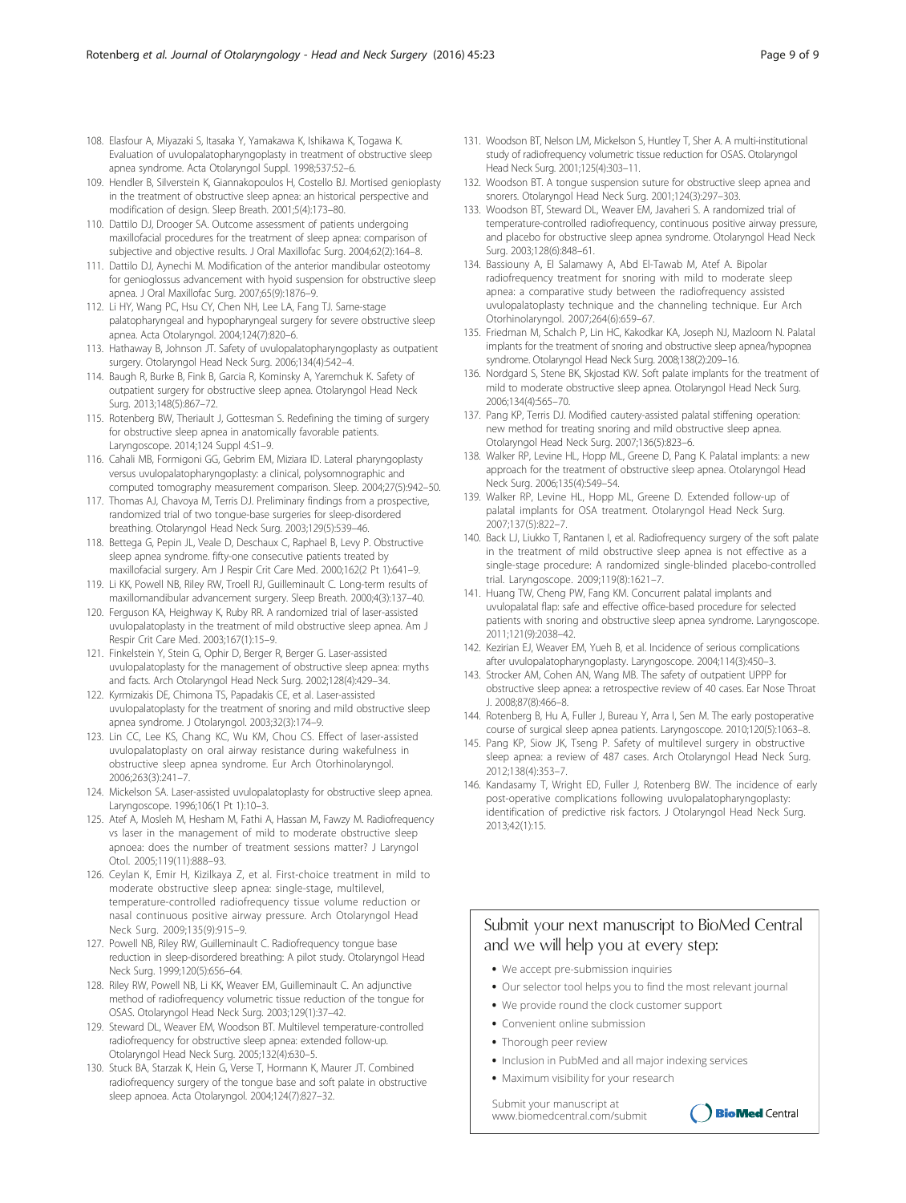108. Elasfour A, Miyazaki S, Itasaka Y, Yamakawa K, Ishikawa K, Togawa K. Evaluation of uvulopalatopharyngoplasty in treatment of obstructive sleep apnea syndrome. Acta Otolaryngol Suppl. 1998;537:52–6.
109. Hendler B, Silverstein K, Giannakopoulos H, Costello BJ. Mortised genioplasty in the treatment of obstructive sleep apnea: an historical perspective and modification of design. Sleep Breath. 2001;5(4):173–80.
110. Dattilo DJ, Drooger SA. Outcome assessment of patients undergoing maxillofacial procedures for the treatment of sleep apnea: comparison of subjective and objective results. J Oral Maxillofac Surg. 2004;62(2):164–8.
111. Dattilo DJ, Aynechi M. Modification of the anterior mandibular osteotomy for genioglossus advancement with hyoid suspension for obstructive sleep apnea. J Oral Maxillofac Surg. 2007;65(9):1876–9.
112. Li HY, Wang PC, Hsu CY, Chen NH, Lee LA, Fang TJ. Same-stage palatopharyngeal and hypopharyngeal surgery for severe obstructive sleep apnea. Acta Otolaryngol. 2004;124(7):820–6.
113. Hathaway B, Johnson JT. Safety of uvulopalatopharyngoplasty as outpatient surgery. Otolaryngol Head Neck Surg. 2006;134(4):542–4.
114. Baugh R, Burke B, Fink B, Garcia R, Kominsky A, Yaremchuk K. Safety of outpatient surgery for obstructive sleep apnea. Otolaryngol Head Neck Surg. 2013;148(5):867–72.
115. Rotenberg BW, Theriault J, Gottesman S. Redefining the timing of surgery for obstructive sleep apnea in anatomically favorable patients. Laryngoscope. 2014;124 Suppl 4:S1–9.
116. Cahali MB, Formigoni GG, Gebrim EM, Miziara ID. Lateral pharyngoplasty versus uvulopalatopharyngoplasty: a clinical, polysomnographic and computed tomography measurement comparison. Sleep. 2004;27(5):942–50.
117. Thomas AJ, Chavoya M, Terris DJ. Preliminary findings from a prospective, randomized trial of two tongue-base surgeries for sleep-disordered breathing. Otolaryngol Head Neck Surg. 2003;129(5):539–46.
118. Bettega G, Pepin JL, Veale D, Deschaux C, Raphael B, Levy P. Obstructive sleep apnea syndrome. fifty-one consecutive patients treated by maxillofacial surgery. Am J Respir Crit Care Med. 2000;162(2 Pt 1):641–9.
119. Li KK, Powell NB, Riley RW, Troell RJ, Guilleminault C. Long-term results of maxillomandibular advancement surgery. Sleep Breath. 2000;4(3):137–40.
120. Ferguson KA, Heighway K, Ruby RR. A randomized trial of laser-assisted uvulopalatoplasty in the treatment of mild obstructive sleep apnea. Am J Respir Crit Care Med. 2003;167(1):15–9.
121. Finkelstein Y, Stein G, Ophir D, Berger R, Berger G. Laser-assisted uvulopalatoplasty for the management of obstructive sleep apnea: myths and facts. Arch Otolaryngol Head Neck Surg. 2002;128(4):429–34.
122. Kyrmizakis DE, Chimona TS, Papadakis CE, et al. Laser-assisted uvulopalatoplasty for the treatment of snoring and mild obstructive sleep apnea syndrome. J Otolaryngol. 2003;32(3):174–9.
123. Lin CC, Lee KS, Chang KC, Wu KM, Chou CS. Effect of laser-assisted uvulopalatoplasty on oral airway resistance during wakefulness in obstructive sleep apnea syndrome. Eur Arch Otorhinolaryngol. 2006;263(3):241–7.
124. Mickelson SA. Laser-assisted uvulopalatoplasty for obstructive sleep apnea. Laryngoscope. 1996;106(1 Pt 1):10–3.
125. Atef A, Mosleh M, Hesham M, Fathi A, Hassan M, Fawzy M. Radiofrequency vs laser in the management of mild to moderate obstructive sleep apnoea: does the number of treatment sessions matter? J Laryngol Otol. 2005;119(11):888–93.
126. Ceylan K, Emir H, Kizilkaya Z, et al. First-choice treatment in mild to moderate obstructive sleep apnea: single-stage, multilevel, temperature-controlled radiofrequency tissue volume reduction or nasal continuous positive airway pressure. Arch Otolaryngol Head Neck Surg. 2009;135(9):915–9.
127. Powell NB, Riley RW, Guilleminault C. Radiofrequency tongue base reduction in sleep-disordered breathing: A pilot study. Otolaryngol Head Neck Surg. 1999;120(5):656–64.
128. Riley RW, Powell NB, Li KK, Weaver EM, Guilleminault C. An adjunctive method of radiofrequency volumetric tissue reduction of the tongue for OSAS. Otolaryngol Head Neck Surg. 2003;129(1):37–42.
129. Steward DL, Weaver EM, Woodson BT. Multilevel temperature-controlled radiofrequency for obstructive sleep apnea: extended follow-up. Otolaryngol Head Neck Surg. 2005;132(4):630–5.
130. Stuck BA, Starzak K, Hein G, Verse T, Hormann K, Maurer JT. Combined radiofrequency surgery of the tongue base and soft palate in obstructive sleep apnoea. Acta Otolaryngol. 2004;124(7):827–32.
131. Woodson BT, Nelson LM, Mickelson S, Huntley T, Sher A. A multi-institutional study of radiofrequency volumetric tissue reduction for OSAS. Otolaryngol Head Neck Surg. 2001;125(4):303–11.
132. Woodson BT. A tongue suspension suture for obstructive sleep apnea and snorers. Otolaryngol Head Neck Surg. 2001;124(3):297–303.
133. Woodson BT, Steward DL, Weaver EM, Javaheri S. A randomized trial of temperature-controlled radiofrequency, continuous positive airway pressure, and placebo for obstructive sleep apnea syndrome. Otolaryngol Head Neck Surg. 2003;128(6):848–61.
134. Bassiouny A, El Salamawy A, Abd El-Tawab M, Atef A. Bipolar radiofrequency treatment for snoring with mild to moderate sleep apnea: a comparative study between the radiofrequency assisted uvulopalatoplasty technique and the channeling technique. Eur Arch Otorhinolaryngol. 2007;264(6):659–67.
135. Friedman M, Schalch P, Lin HC, Kakodkar KA, Joseph NJ, Mazloom N. Palatal implants for the treatment of snoring and obstructive sleep apnea/hypopnea syndrome. Otolaryngol Head Neck Surg. 2008;138(2):209–16.
136. Nordgard S, Stene BK, Skjostad KW. Soft palate implants for the treatment of mild to moderate obstructive sleep apnea. Otolaryngol Head Neck Surg. 2006;134(4):565–70.
137. Pang KP, Terris DJ. Modified cautery-assisted palatal stiffening operation: new method for treating snoring and mild obstructive sleep apnea. Otolaryngol Head Neck Surg. 2007;136(5):823–6.
138. Walker RP, Levine HL, Hopp ML, Greene D, Pang K. Palatal implants: a new approach for the treatment of obstructive sleep apnea. Otolaryngol Head Neck Surg. 2006;135(4):549–54.
139. Walker RP, Levine HL, Hopp ML, Greene D. Extended follow-up of palatal implants for OSA treatment. Otolaryngol Head Neck Surg. 2007;137(5):822–7.
140. Back LJ, Liukko T, Rantanen I, et al. Radiofrequency surgery of the soft palate in the treatment of mild obstructive sleep apnea is not effective as a single-stage procedure: A randomized single-blinded placebo-controlled trial. Laryngoscope. 2009;119(8):1621–7.
141. Huang TW, Cheng PW, Fang KM. Concurrent palatal implants and uvulopalatal flap: safe and effective office-based procedure for selected patients with snoring and obstructive sleep apnea syndrome. Laryngoscope. 2011;121(9):2038–42.
142. Kezirian EJ, Weaver EM, Yueh B, et al. Incidence of serious complications after uvulopalatopharyngoplasty. Laryngoscope. 2004;114(3):450–3.
143. Strocker AM, Cohen AN, Wang MB. The safety of outpatient UPPP for obstructive sleep apnea: a retrospective review of 40 cases. Ear Nose Throat J. 2008;87(8):466–8.
144. Rotenberg B, Hu A, Fuller J, Bureau Y, Arra I, Sen M. The early postoperative course of surgical sleep apnea patients. Laryngoscope. 2010;120(5):1063–8.
145. Pang KP, Siow JK, Tseng P. Safety of multilevel surgery in obstructive sleep apnea: a review of 487 cases. Arch Otolaryngol Head Neck Surg. 2012;138(4):353–7.
146. Kandasamy T, Wright ED, Fuller J, Rotenberg BW. The incidence of early post-operative complications following uvulopalatopharyngoplasty: identification of predictive risk factors. J Otolaryngol Head Neck Surg. 2013;42(1):15.

Submit your next manuscript to BioMed Central and we will help you at every step:

- We accept pre-submission inquiries
- Our selector tool helps you to find the most relevant journal
- We provide round the clock customer support
- Convenient online submission
- Thorough peer review
- Inclusion in PubMed and all major indexing services
- Maximum visibility for your research

Submit your manuscript at
www.biomedcentral.com/submit

BioMed Central